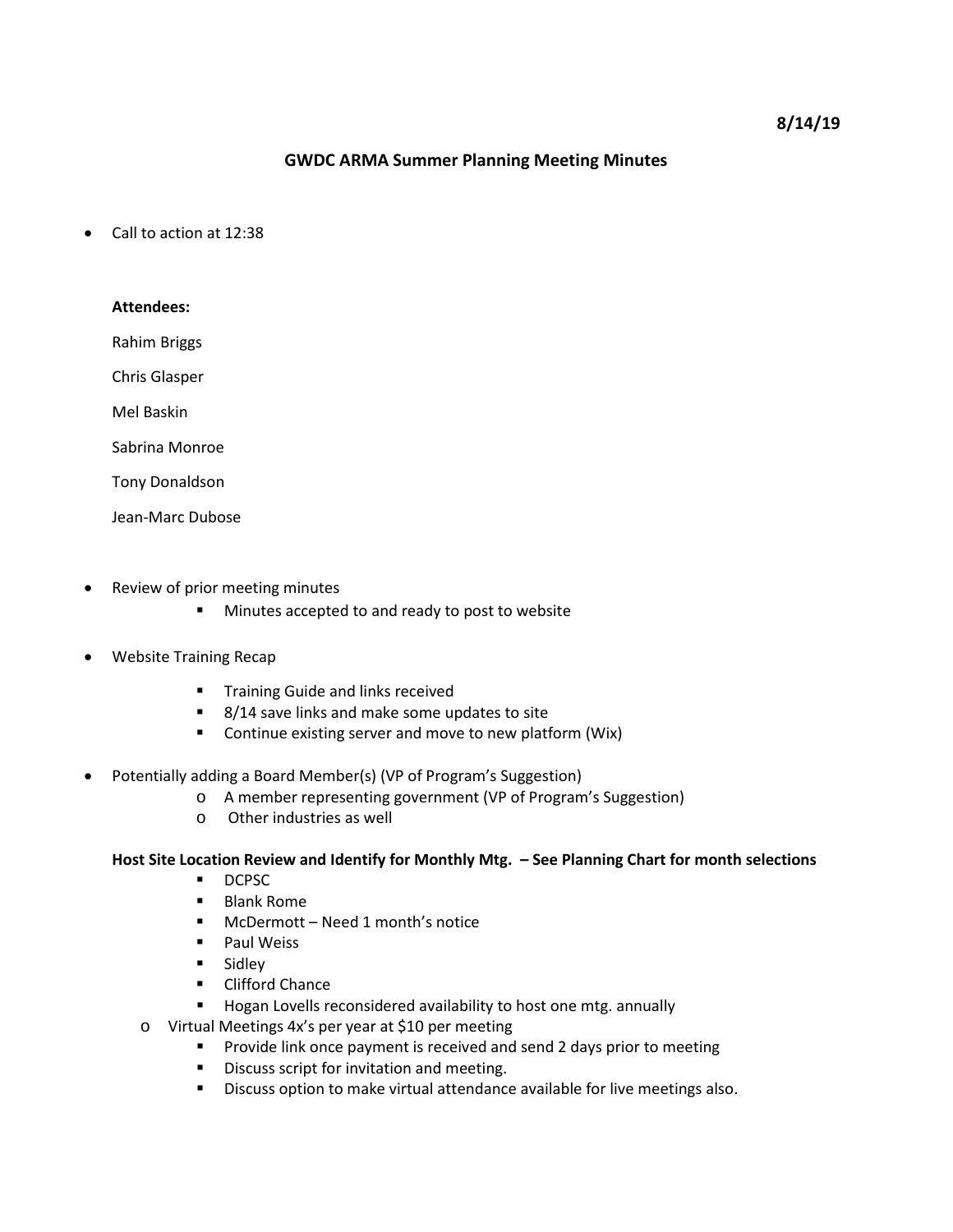**8/14/19**

# GWDC ARMA Summer Planning Meeting Minutes

- Call to action at 12:38

**Attendees:**

Rahim Briggs

Chris Glasper

Mel Baskin

Sabrina Monroe

Tony Donaldson

Jean-Marc Dubose

- Review of prior meeting minutes
  - Minutes accepted to and ready to post to website

- Website Training Recap
  - Training Guide and links received
  - 8/14 save links and make some updates to site
  - Continue existing server and move to new platform (Wix)

- Potentially adding a Board Member(s) (VP of Program's Suggestion)
  - A member representing government (VP of Program's Suggestion)
  - Other industries as well

**Host Site Location Review and Identify for Monthly Mtg. – See Planning Chart for month selections**

- DCPSC
- Blank Rome
- McDermott – Need 1 month's notice
- Paul Weiss
- Sidley
- Clifford Chance
- Hogan Lovells reconsidered availability to host one mtg. annually

- Virtual Meetings 4x's per year at $10 per meeting
  - Provide link once payment is received and send 2 days prior to meeting
  - Discuss script for invitation and meeting.
  - Discuss option to make virtual attendance available for live meetings also.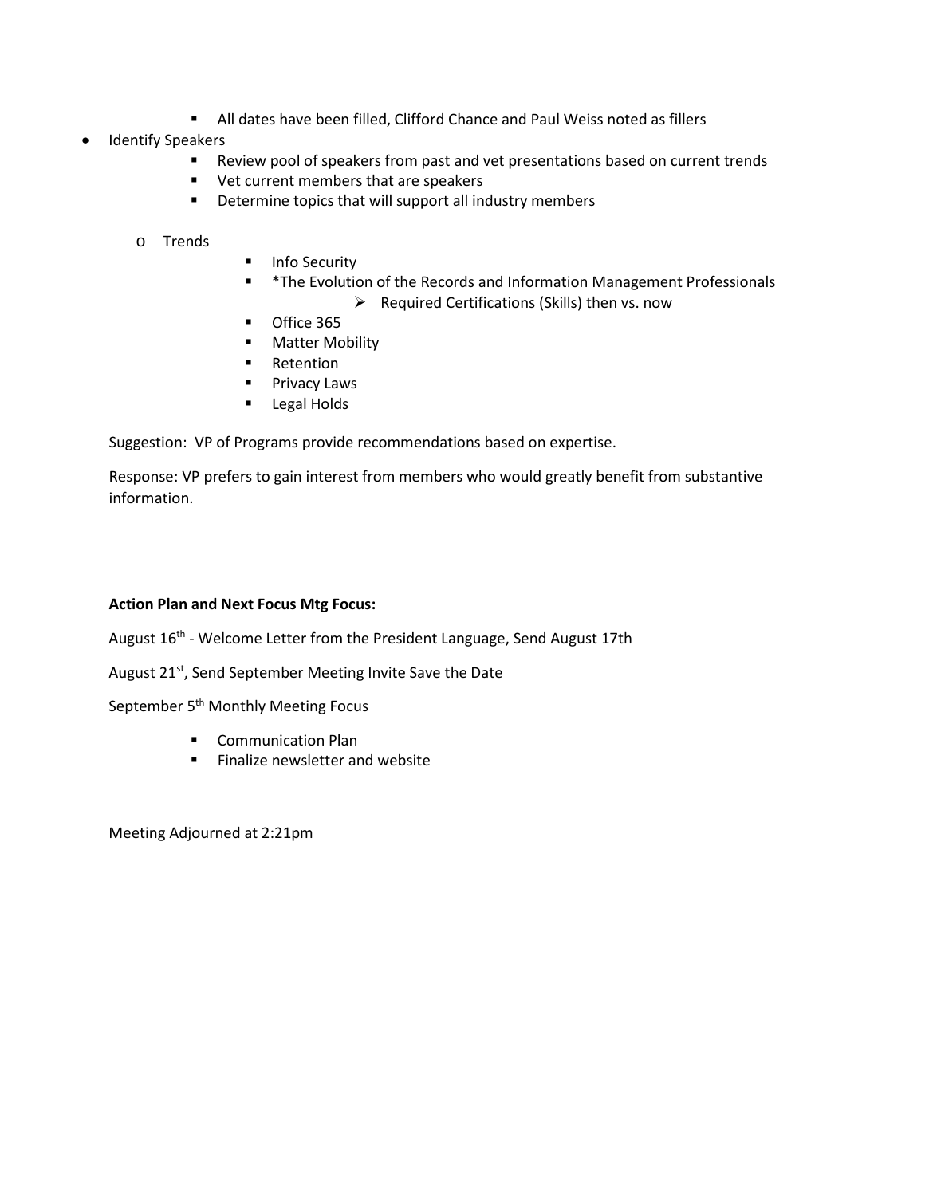- All dates have been filled, Clifford Chance and Paul Weiss noted as fillers
- Identify Speakers
    - Review pool of speakers from past and vet presentations based on current trends
    - Vet current members that are speakers
    - Determine topics that will support all industry members
  - Trends
      - Info Security
      - *The Evolution of the Records and Information Management Professionals
          - Required Certifications (Skills) then vs. now
      - Office 365
      - Matter Mobility
      - Retention
      - Privacy Laws
      - Legal Holds

Suggestion: VP of Programs provide recommendations based on expertise.

Response: VP prefers to gain interest from members who would greatly benefit from substantive information.

**Action Plan and Next Focus Mtg Focus:**

August 16th - Welcome Letter from the President Language, Send August 17th

August 21st, Send September Meeting Invite Save the Date

September 5th Monthly Meeting Focus

- Communication Plan
- Finalize newsletter and website

Meeting Adjourned at 2:21pm